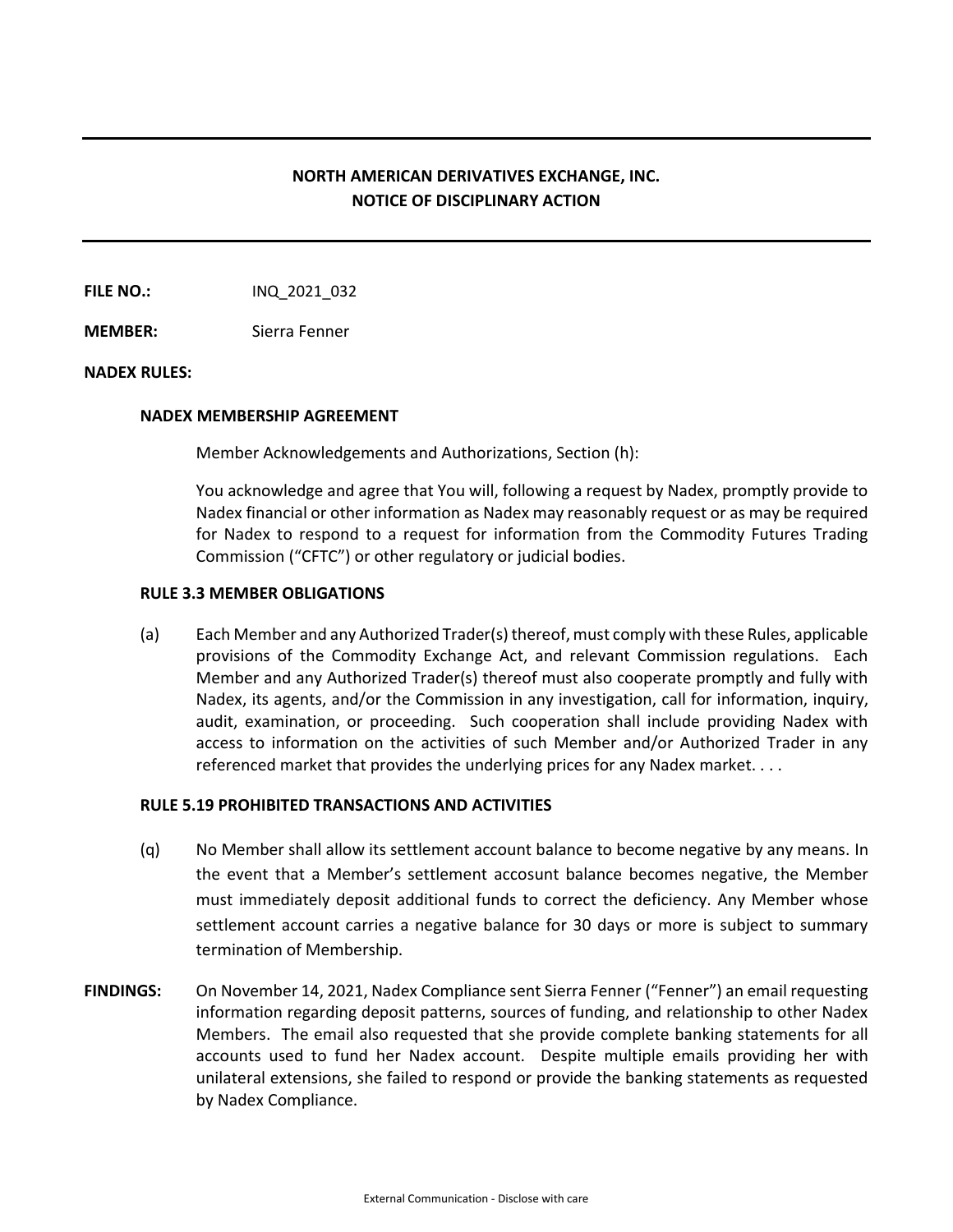# NORTH AMERICAN DERIVATIVES EXCHANGE, INC.
## NOTICE OF DISCIPLINARY ACTION

**FILE NO.:** INQ_2021_032

**MEMBER:** Sierra Fenner

**NADEX RULES:**

### NADEX MEMBERSHIP AGREEMENT

Member Acknowledgements and Authorizations, Section (h):

You acknowledge and agree that You will, following a request by Nadex, promptly provide to Nadex financial or other information as Nadex may reasonably request or as may be required for Nadex to respond to a request for information from the Commodity Futures Trading Commission ("CFTC") or other regulatory or judicial bodies.

### RULE 3.3 MEMBER OBLIGATIONS

(a) Each Member and any Authorized Trader(s) thereof, must comply with these Rules, applicable provisions of the Commodity Exchange Act, and relevant Commission regulations. Each Member and any Authorized Trader(s) thereof must also cooperate promptly and fully with Nadex, its agents, and/or the Commission in any investigation, call for information, inquiry, audit, examination, or proceeding. Such cooperation shall include providing Nadex with access to information on the activities of such Member and/or Authorized Trader in any referenced market that provides the underlying prices for any Nadex market. . . .

### RULE 5.19 PROHIBITED TRANSACTIONS AND ACTIVITIES

(q) No Member shall allow its settlement account balance to become negative by any means. In the event that a Member's settlement accosunt balance becomes negative, the Member must immediately deposit additional funds to correct the deficiency. Any Member whose settlement account carries a negative balance for 30 days or more is subject to summary termination of Membership.

**FINDINGS:** On November 14, 2021, Nadex Compliance sent Sierra Fenner ("Fenner") an email requesting information regarding deposit patterns, sources of funding, and relationship to other Nadex Members. The email also requested that she provide complete banking statements for all accounts used to fund her Nadex account. Despite multiple emails providing her with unilateral extensions, she failed to respond or provide the banking statements as requested by Nadex Compliance.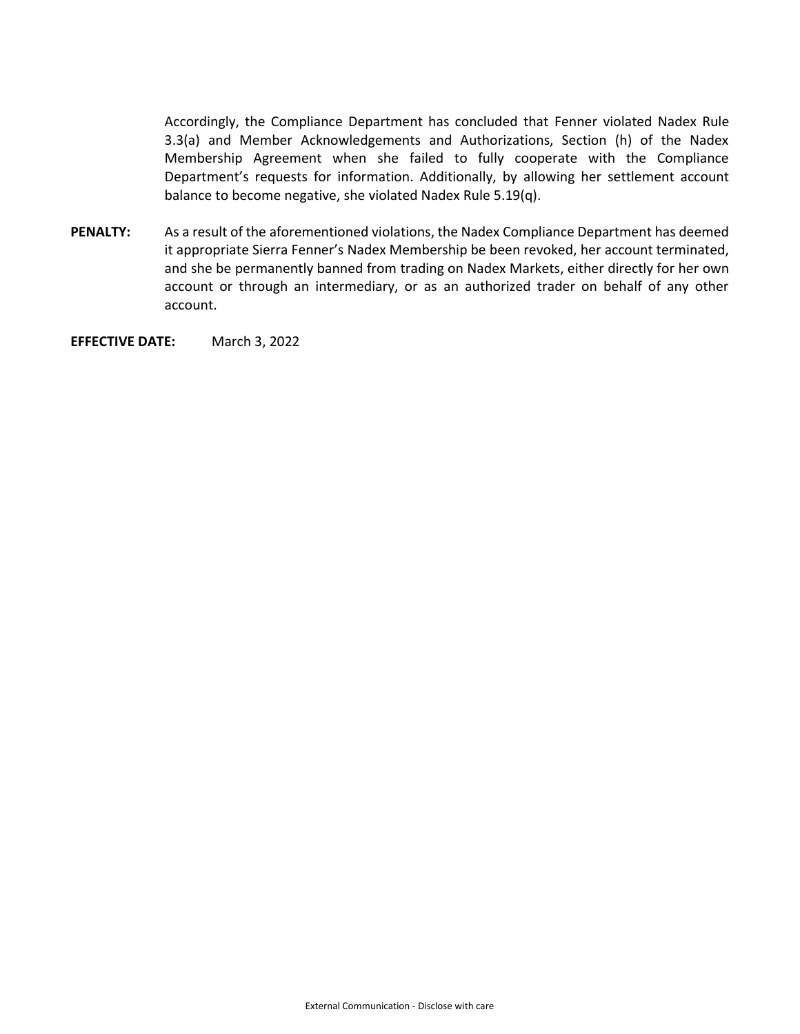Accordingly, the Compliance Department has concluded that Fenner violated Nadex Rule 3.3(a) and Member Acknowledgements and Authorizations, Section (h) of the Nadex Membership Agreement when she failed to fully cooperate with the Compliance Department's requests for information. Additionally, by allowing her settlement account balance to become negative, she violated Nadex Rule 5.19(q).

**PENALTY:** As a result of the aforementioned violations, the Nadex Compliance Department has deemed it appropriate Sierra Fenner's Nadex Membership be been revoked, her account terminated, and she be permanently banned from trading on Nadex Markets, either directly for her own account or through an intermediary, or as an authorized trader on behalf of any other account.

**EFFECTIVE DATE:** March 3, 2022